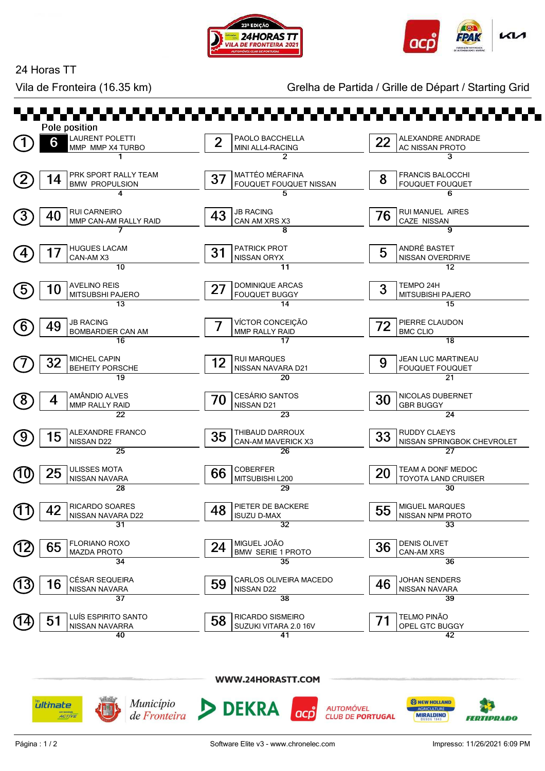# 24 Horas TT

Vila de Fronteira (16.35 km)

Grelha de Partida / Grille de Départ / Starting Grid

Pole position

| Row | No. | Driver / Car | Pos. | No. | Driver / Car | Pos. | No. | Driver / Car | Pos. |
|---|---|---|---|---|---|---|---|---|---|
| 1 | 6 | LAURENT POLETTI<br>MMP MMP X4 TURBO | 1 | 2 | PAOLO BACCHELLA<br>MINI ALL4-RACING | 2 | 22 | ALEXANDRE ANDRADE<br>AC NISSAN PROTO | 3 |
| 2 | 14 | PRK SPORT RALLY TEAM<br>BMW PROPULSION | 4 | 37 | MATTÉO MÉRAFINA<br>FOUQUET FOUQUET NISSAN | 5 | 8 | FRANCIS BALOCCHI<br>FOUQUET FOUQUET | 6 |
| 3 | 40 | RUI CARNEIRO<br>MMP CAN-AM RALLY RAID | 7 | 43 | JB RACING<br>CAN AM XRS X3 | 8 | 76 | RUI MANUEL AIRES<br>CAZE NISSAN | 9 |
| 4 | 17 | HUGUES LACAM<br>CAN-AM X3 | 10 | 31 | PATRICK PROT<br>NISSAN ORYX | 11 | 5 | ANDRÉ BASTET<br>NISSAN OVERDRIVE | 12 |
| 5 | 10 | AVELINO REIS<br>MITSUBSHI PAJERO | 13 | 27 | DOMINIQUE ARCAS<br>FOUQUET BUGGY | 14 | 3 | TEMPO 24H<br>MITSUBISHI PAJERO | 15 |
| 6 | 49 | JB RACING<br>BOMBARDIER CAN AM | 16 | 7 | VÍCTOR CONCEIÇÃO<br>MMP RALLY RAID | 17 | 72 | PIERRE CLAUDON<br>BMC CLIO | 18 |
| 7 | 32 | MICHEL CAPIN<br>BEHEITY PORSCHE | 19 | 12 | RUI MARQUES<br>NISSAN NAVARA D21 | 20 | 9 | JEAN LUC MARTINEAU<br>FOUQUET FOUQUET | 21 |
| 8 | 4 | AMÂNDIO ALVES<br>MMP RALLY RAID | 22 | 70 | CESÁRIO SANTOS<br>NISSAN D21 | 23 | 30 | NICOLAS DUBERNET<br>GBR BUGGY | 24 |
| 9 | 15 | ALEXANDRE FRANCO<br>NISSAN D22 | 25 | 35 | THIBAUD DARROUX<br>CAN-AM MAVERICK X3 | 26 | 33 | RUDDY CLAEYS<br>NISSAN SPRINGBOK CHEVROLET | 27 |
| 10 | 25 | ULISSES MOTA<br>NISSAN NAVARA | 28 | 66 | COBERFER<br>MITSUBISHI L200 | 29 | 20 | TEAM A DONF MEDOC<br>TOYOTA LAND CRUISER | 30 |
| 11 | 42 | RICARDO SOARES<br>NISSAN NAVARA D22 | 31 | 48 | PIETER DE BACKERE<br>ISUZU D-MAX | 32 | 55 | MIGUEL MARQUES<br>NISSAN NPM PROTO | 33 |
| 12 | 65 | FLORIANO ROXO<br>MAZDA PROTO | 34 | 24 | MIGUEL JOÃO<br>BMW SERIE 1 PROTO | 35 | 36 | DENIS OLIVET<br>CAN-AM XRS | 36 |
| 13 | 16 | CÉSAR SEQUEIRA<br>NISSAN NAVARA | 37 | 59 | CARLOS OLIVEIRA MACEDO<br>NISSAN D22 | 38 | 46 | JOHAN SENDERS<br>NISSAN NAVARA | 39 |
| 14 | 51 | LUÍS ESPIRITO SANTO<br>NISSAN NAVARRA | 40 | 58 | RICARDO SISMEIRO<br>SUZUKI VITARA 2.0 16V | 41 | 71 | TELMO PINÃO<br>OPEL GTC BUGGY | 42 |

WWW.24HORASTT.COM

Software Elite v3 - www.chronelec.com

Impresso: 11/26/2021 6:09 PM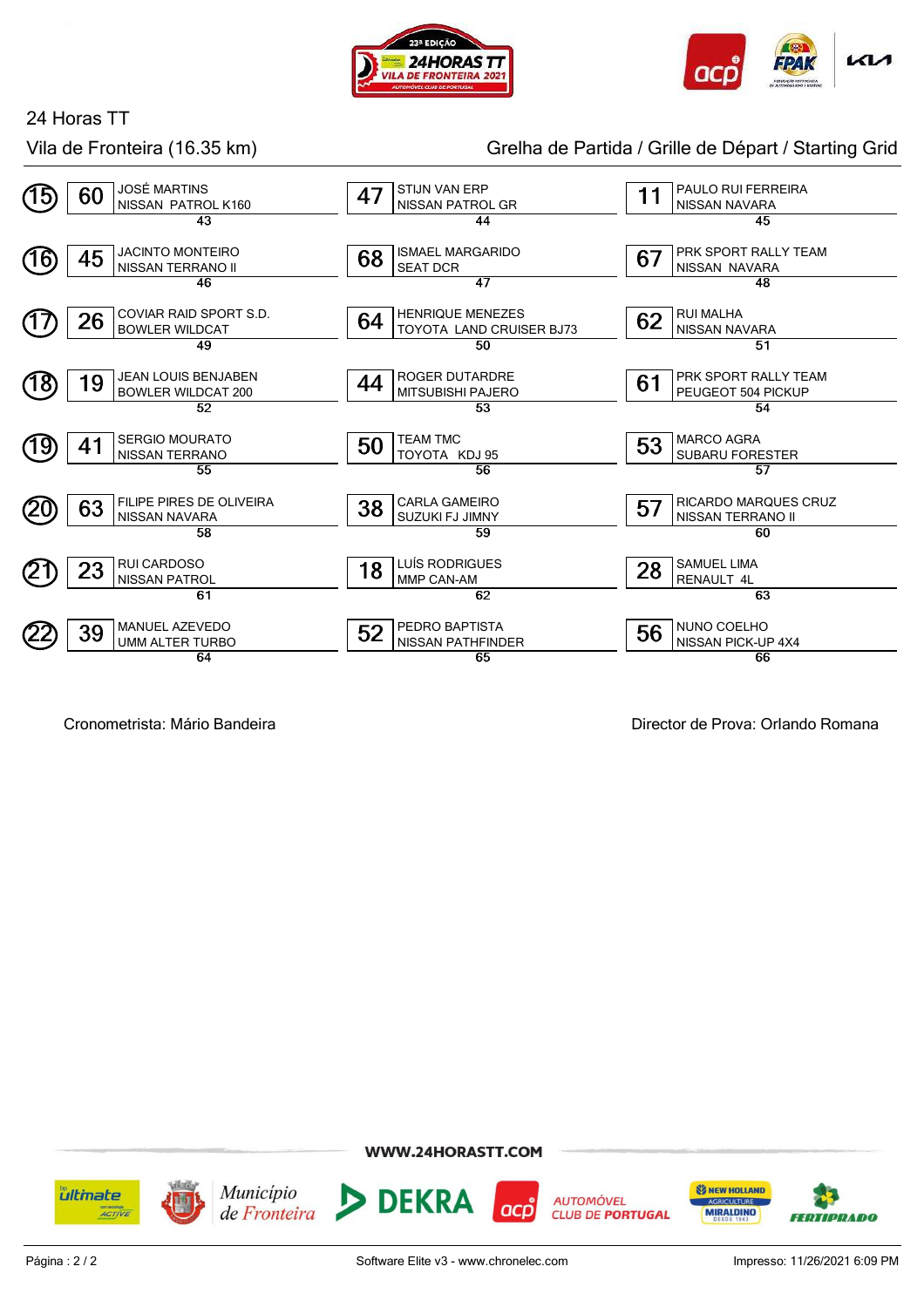24 Horas TT

Vila de Fronteira (16.35 km)

Grelha de Partida / Grille de Départ / Starting Grid

| Row | No. | Driver / Vehicle | Pos. | No. | Driver / Vehicle | Pos. | No. | Driver / Vehicle | Pos. |
|---|---|---|---|---|---|---|---|---|---|
| 15 | 60 | JOSÉ MARTINS<br>NISSAN PATROL K160 | 43 | 47 | STIJN VAN ERP<br>NISSAN PATROL GR | 44 | 11 | PAULO RUI FERREIRA<br>NISSAN NAVARA | 45 |
| 16 | 45 | JACINTO MONTEIRO<br>NISSAN TERRANO II | 46 | 68 | ISMAEL MARGARIDO<br>SEAT DCR | 47 | 67 | PRK SPORT RALLY TEAM<br>NISSAN NAVARA | 48 |
| 17 | 26 | COVIAR RAID SPORT S.D.<br>BOWLER WILDCAT | 49 | 64 | HENRIQUE MENEZES<br>TOYOTA LAND CRUISER BJ73 | 50 | 62 | RUI MALHA<br>NISSAN NAVARA | 51 |
| 18 | 19 | JEAN LOUIS BENJABEN<br>BOWLER WILDCAT 200 | 52 | 44 | ROGER DUTARDRE<br>MITSUBISHI PAJERO | 53 | 61 | PRK SPORT RALLY TEAM<br>PEUGEOT 504 PICKUP | 54 |
| 19 | 41 | SERGIO MOURATO<br>NISSAN TERRANO | 55 | 50 | TEAM TMC<br>TOYOTA KDJ 95 | 56 | 53 | MARCO AGRA<br>SUBARU FORESTER | 57 |
| 20 | 63 | FILIPE PIRES DE OLIVEIRA<br>NISSAN NAVARA | 58 | 38 | CARLA GAMEIRO<br>SUZUKI FJ JIMNY | 59 | 57 | RICARDO MARQUES CRUZ<br>NISSAN TERRANO II | 60 |
| 21 | 23 | RUI CARDOSO<br>NISSAN PATROL | 61 | 18 | LUÍS RODRIGUES<br>MMP CAN-AM | 62 | 28 | SAMUEL LIMA<br>RENAULT 4L | 63 |
| 22 | 39 | MANUEL AZEVEDO<br>UMM ALTER TURBO | 64 | 52 | PEDRO BAPTISTA<br>NISSAN PATHFINDER | 65 | 56 | NUNO COELHO<br>NISSAN PICK-UP 4X4 | 66 |

Cronometrista: Mário Bandeira

Director de Prova: Orlando Romana

WWW.24HORASTT.COM

Software Elite v3 - www.chronelec.com

Impresso: 11/26/2021 6:09 PM